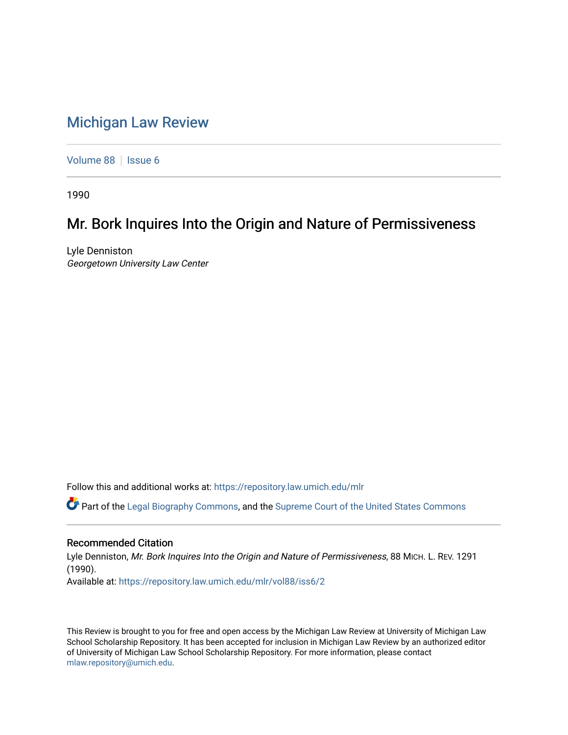# Michigan Law Review

Volume 88 | Issue 6

1990

## Mr. Bork Inquires Into the Origin and Nature of Permissiveness

Lyle Denniston
*Georgetown University Law Center*

Follow this and additional works at: https://repository.law.umich.edu/mlr

Part of the Legal Biography Commons, and the Supreme Court of the United States Commons

### Recommended Citation

Lyle Denniston, *Mr. Bork Inquires Into the Origin and Nature of Permissiveness*, 88 MICH. L. REV. 1291 (1990).
Available at: https://repository.law.umich.edu/mlr/vol88/iss6/2

This Review is brought to you for free and open access by the Michigan Law Review at University of Michigan Law School Scholarship Repository. It has been accepted for inclusion in Michigan Law Review by an authorized editor of University of Michigan Law School Scholarship Repository. For more information, please contact mlaw.repository@umich.edu.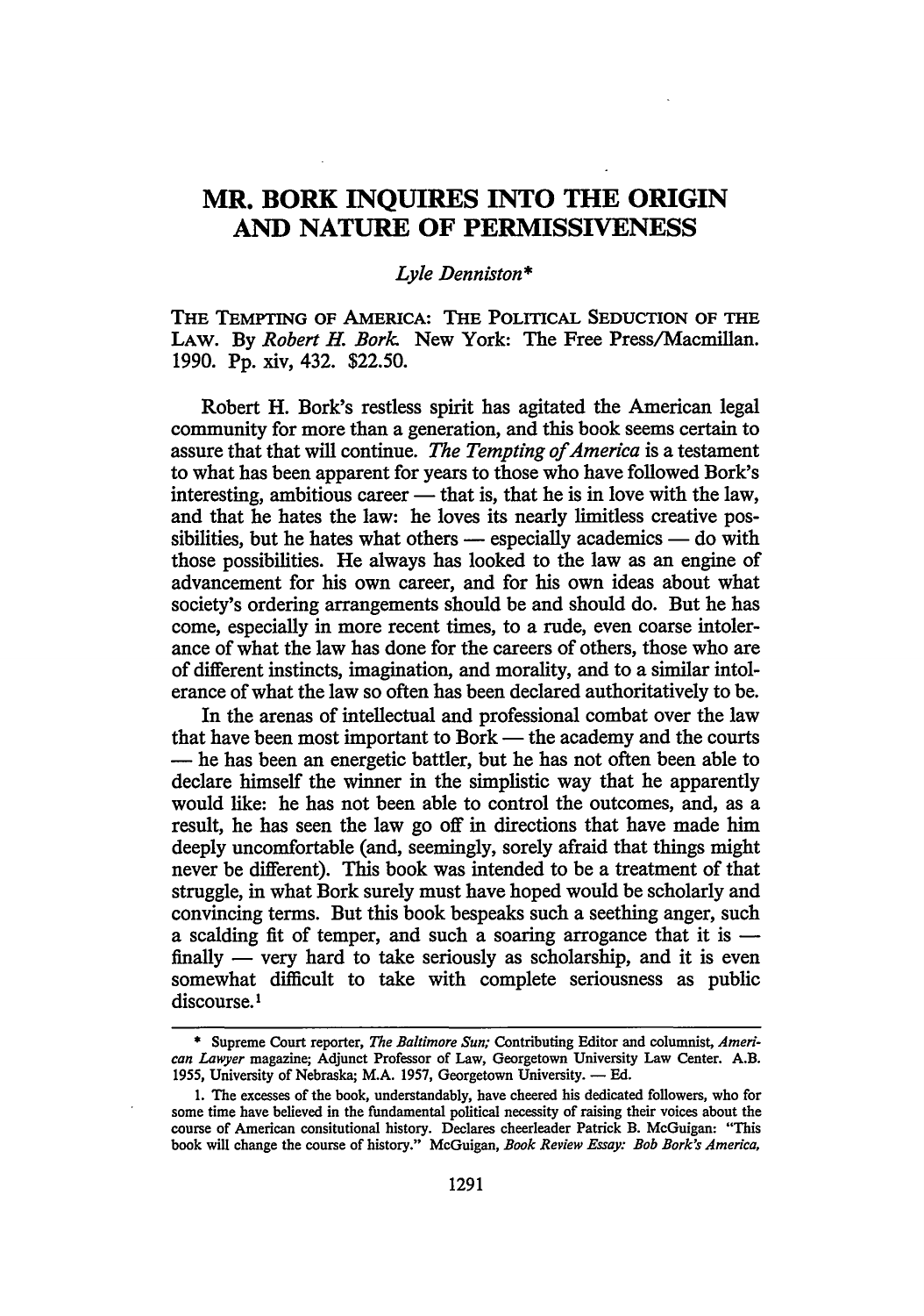# MR. BORK INQUIRES INTO THE ORIGIN AND NATURE OF PERMISSIVENESS

*Lyle Denniston\**

THE TEMPTING OF AMERICA: THE POLITICAL SEDUCTION OF THE LAW. By *Robert H. Bork*. New York: The Free Press/Macmillan. 1990. Pp. xiv, 432. $22.50.

Robert H. Bork's restless spirit has agitated the American legal community for more than a generation, and this book seems certain to assure that that will continue. *The Tempting of America* is a testament to what has been apparent for years to those who have followed Bork's interesting, ambitious career — that is, that he is in love with the law, and that he hates the law: he loves its nearly limitless creative possibilities, but he hates what others — especially academics — do with those possibilities. He always has looked to the law as an engine of advancement for his own career, and for his own ideas about what society's ordering arrangements should be and should do. But he has come, especially in more recent times, to a rude, even coarse intolerance of what the law has done for the careers of others, those who are of different instincts, imagination, and morality, and to a similar intolerance of what the law so often has been declared authoritatively to be.

In the arenas of intellectual and professional combat over the law that have been most important to Bork — the academy and the courts — he has been an energetic battler, but he has not often been able to declare himself the winner in the simplistic way that he apparently would like: he has not been able to control the outcomes, and, as a result, he has seen the law go off in directions that have made him deeply uncomfortable (and, seemingly, sorely afraid that things might never be different). This book was intended to be a treatment of that struggle, in what Bork surely must have hoped would be scholarly and convincing terms. But this book bespeaks such a seething anger, such a scalding fit of temper, and such a soaring arrogance that it is — finally — very hard to take seriously as scholarship, and it is even somewhat difficult to take with complete seriousness as public discourse.[1]

---

\* Supreme Court reporter, *The Baltimore Sun;* Contributing Editor and columnist, *American Lawyer* magazine; Adjunct Professor of Law, Georgetown University Law Center. A.B. 1955, University of Nebraska; M.A. 1957, Georgetown University. — Ed.

1. The excesses of the book, understandably, have cheered his dedicated followers, who for some time have believed in the fundamental political necessity of raising their voices about the course of American consitutional history. Declares cheerleader Patrick B. McGuigan: "This book will change the course of history." McGuigan, *Book Review Essay: Bob Bork's America,*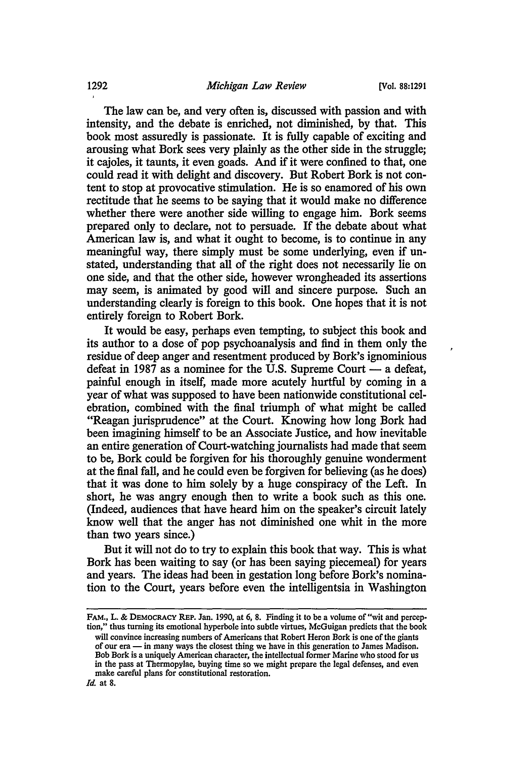The law can be, and very often is, discussed with passion and with intensity, and the debate is enriched, not diminished, by that. This book most assuredly is passionate. It is fully capable of exciting and arousing what Bork sees very plainly as the other side in the struggle; it cajoles, it taunts, it even goads. And if it were confined to that, one could read it with delight and discovery. But Robert Bork is not content to stop at provocative stimulation. He is so enamored of his own rectitude that he seems to be saying that it would make no difference whether there were another side willing to engage him. Bork seems prepared only to declare, not to persuade. If the debate about what American law is, and what it ought to become, is to continue in any meaningful way, there simply must be some underlying, even if unstated, understanding that all of the right does not necessarily lie on one side, and that the other side, however wrongheaded its assertions may seem, is animated by good will and sincere purpose. Such an understanding clearly is foreign to this book. One hopes that it is not entirely foreign to Robert Bork.

It would be easy, perhaps even tempting, to subject this book and its author to a dose of pop psychoanalysis and find in them only the residue of deep anger and resentment produced by Bork's ignominious defeat in 1987 as a nominee for the U.S. Supreme Court — a defeat, painful enough in itself, made more acutely hurtful by coming in a year of what was supposed to have been nationwide constitutional celebration, combined with the final triumph of what might be called "Reagan jurisprudence" at the Court. Knowing how long Bork had been imagining himself to be an Associate Justice, and how inevitable an entire generation of Court-watching journalists had made that seem to be, Bork could be forgiven for his thoroughly genuine wonderment at the final fall, and he could even be forgiven for believing (as he does) that it was done to him solely by a huge conspiracy of the Left. In short, he was angry enough then to write a book such as this one. (Indeed, audiences that have heard him on the speaker's circuit lately know well that the anger has not diminished one whit in the more than two years since.)

But it will not do to try to explain this book that way. This is what Bork has been waiting to say (or has been saying piecemeal) for years and years. The ideas had been in gestation long before Bork's nomination to the Court, years before even the intelligentsia in Washington

---

FAM., L. & DEMOCRACY REP. Jan. 1990, at 6, 8. Finding it to be a volume of "wit and perception," thus turning its emotional hyperbole into subtle virtues, McGuigan predicts that the book

> will convince increasing numbers of Americans that Robert Heron Bork is one of the giants of our era — in many ways the closest thing we have in this generation to James Madison. Bob Bork is a uniquely American character, the intellectual former Marine who stood for us in the pass at Thermopylae, buying time so we might prepare the legal defenses, and even make careful plans for constitutional restoration.

*Id.* at 8.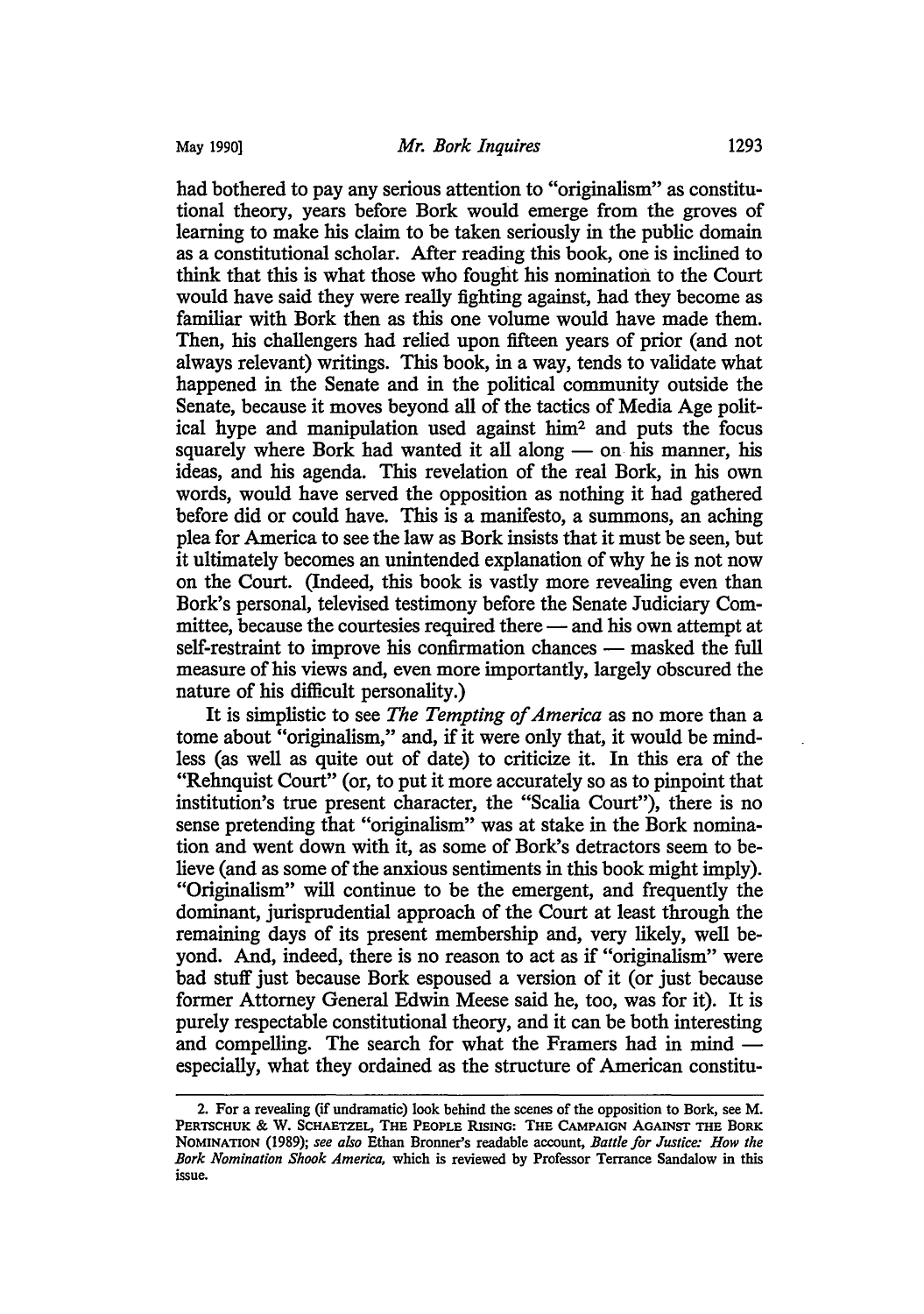had bothered to pay any serious attention to "originalism" as constitutional theory, years before Bork would emerge from the groves of learning to make his claim to be taken seriously in the public domain as a constitutional scholar. After reading this book, one is inclined to think that this is what those who fought his nomination to the Court would have said they were really fighting against, had they become as familiar with Bork then as this one volume would have made them. Then, his challengers had relied upon fifteen years of prior (and not always relevant) writings. This book, in a way, tends to validate what happened in the Senate and in the political community outside the Senate, because it moves beyond all of the tactics of Media Age political hype and manipulation used against him[2] and puts the focus squarely where Bork had wanted it all along — on his manner, his ideas, and his agenda. This revelation of the real Bork, in his own words, would have served the opposition as nothing it had gathered before did or could have. This is a manifesto, a summons, an aching plea for America to see the law as Bork insists that it must be seen, but it ultimately becomes an unintended explanation of why he is not now on the Court. (Indeed, this book is vastly more revealing even than Bork's personal, televised testimony before the Senate Judiciary Committee, because the courtesies required there — and his own attempt at self-restraint to improve his confirmation chances — masked the full measure of his views and, even more importantly, largely obscured the nature of his difficult personality.)

It is simplistic to see *The Tempting of America* as no more than a tome about "originalism," and, if it were only that, it would be mindless (as well as quite out of date) to criticize it. In this era of the "Rehnquist Court" (or, to put it more accurately so as to pinpoint that institution's true present character, the "Scalia Court"), there is no sense pretending that "originalism" was at stake in the Bork nomination and went down with it, as some of Bork's detractors seem to believe (and as some of the anxious sentiments in this book might imply). "Originalism" will continue to be the emergent, and frequently the dominant, jurisprudential approach of the Court at least through the remaining days of its present membership and, very likely, well beyond. And, indeed, there is no reason to act as if "originalism" were bad stuff just because Bork espoused a version of it (or just because former Attorney General Edwin Meese said he, too, was for it). It is purely respectable constitutional theory, and it can be both interesting and compelling. The search for what the Framers had in mind — especially, what they ordained as the structure of American constitu-

---

2. For a revealing (if undramatic) look behind the scenes of the opposition to Bork, see M. PERTSCHUK & W. SCHAETZEL, THE PEOPLE RISING: THE CAMPAIGN AGAINST THE BORK NOMINATION (1989); *see also* Ethan Bronner's readable account, *Battle for Justice: How the Bork Nomination Shook America*, which is reviewed by Professor Terrance Sandalow in this issue.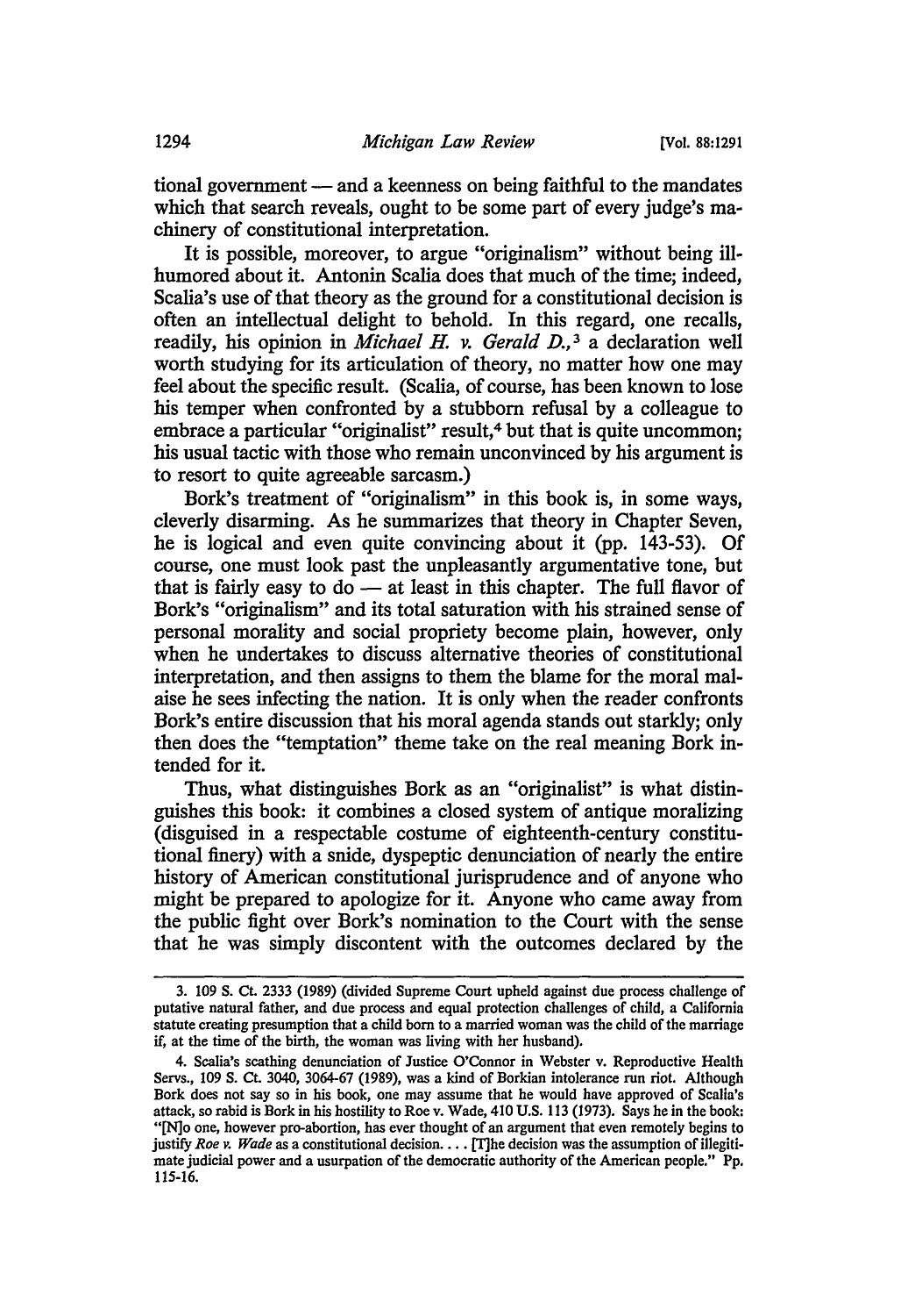tional government — and a keenness on being faithful to the mandates which that search reveals, ought to be some part of every judge's machinery of constitutional interpretation.

It is possible, moreover, to argue "originalism" without being ill-humored about it. Antonin Scalia does that much of the time; indeed, Scalia's use of that theory as the ground for a constitutional decision is often an intellectual delight to behold. In this regard, one recalls, readily, his opinion in *Michael H. v. Gerald D.*,[3] a declaration well worth studying for its articulation of theory, no matter how one may feel about the specific result. (Scalia, of course, has been known to lose his temper when confronted by a stubborn refusal by a colleague to embrace a particular "originalist" result,[4] but that is quite uncommon; his usual tactic with those who remain unconvinced by his argument is to resort to quite agreeable sarcasm.)

Bork's treatment of "originalism" in this book is, in some ways, cleverly disarming. As he summarizes that theory in Chapter Seven, he is logical and even quite convincing about it (pp. 143-53). Of course, one must look past the unpleasantly argumentative tone, but that is fairly easy to do — at least in this chapter. The full flavor of Bork's "originalism" and its total saturation with his strained sense of personal morality and social propriety become plain, however, only when he undertakes to discuss alternative theories of constitutional interpretation, and then assigns to them the blame for the moral malaise he sees infecting the nation. It is only when the reader confronts Bork's entire discussion that his moral agenda stands out starkly; only then does the "temptation" theme take on the real meaning Bork intended for it.

Thus, what distinguishes Bork as an "originalist" is what distinguishes this book: it combines a closed system of antique moralizing (disguised in a respectable costume of eighteenth-century constitutional finery) with a snide, dyspeptic denunciation of nearly the entire history of American constitutional jurisprudence and of anyone who might be prepared to apologize for it. Anyone who came away from the public fight over Bork's nomination to the Court with the sense that he was simply discontent with the outcomes declared by the

---

3. 109 S. Ct. 2333 (1989) (divided Supreme Court upheld against due process challenge of putative natural father, and due process and equal protection challenges of child, a California statute creating presumption that a child born to a married woman was the child of the marriage if, at the time of the birth, the woman was living with her husband).

4. Scalia's scathing denunciation of Justice O'Connor in Webster v. Reproductive Health Servs., 109 S. Ct. 3040, 3064-67 (1989), was a kind of Borkian intolerance run riot. Although Bork does not say so in his book, one may assume that he would have approved of Scalia's attack, so rabid is Bork in his hostility to Roe v. Wade, 410 U.S. 113 (1973). Says he in the book: "[N]o one, however pro-abortion, has ever thought of an argument that even remotely begins to justify *Roe v. Wade* as a constitutional decision. . . . [T]he decision was the assumption of illegitimate judicial power and a usurpation of the democratic authority of the American people." Pp. 115-16.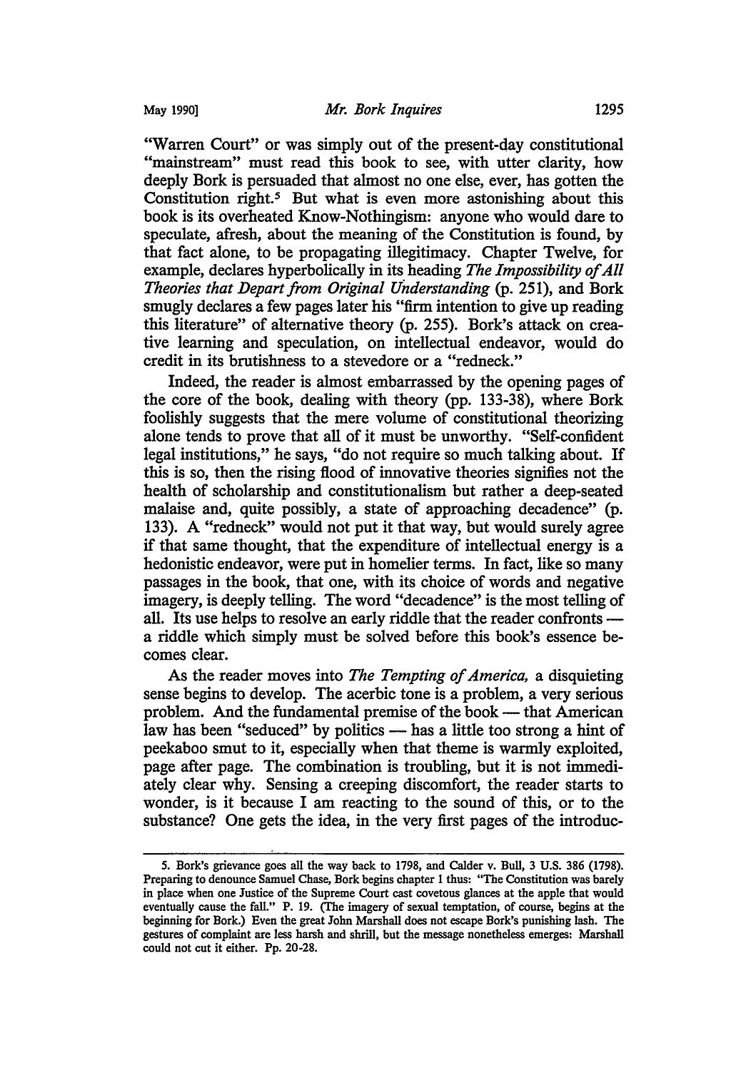"Warren Court" or was simply out of the present-day constitutional "mainstream" must read this book to see, with utter clarity, how deeply Bork is persuaded that almost no one else, ever, has gotten the Constitution right.[5] But what is even more astonishing about this book is its overheated Know-Nothingism: anyone who would dare to speculate, afresh, about the meaning of the Constitution is found, by that fact alone, to be propagating illegitimacy. Chapter Twelve, for example, declares hyperbolically in its heading *The Impossibility of All Theories that Depart from Original Understanding* (p. 251), and Bork smugly declares a few pages later his "firm intention to give up reading this literature" of alternative theory (p. 255). Bork's attack on creative learning and speculation, on intellectual endeavor, would do credit in its brutishness to a stevedore or a "redneck."

Indeed, the reader is almost embarrassed by the opening pages of the core of the book, dealing with theory (pp. 133-38), where Bork foolishly suggests that the mere volume of constitutional theorizing alone tends to prove that all of it must be unworthy. "Self-confident legal institutions," he says, "do not require so much talking about. If this is so, then the rising flood of innovative theories signifies not the health of scholarship and constitutionalism but rather a deep-seated malaise and, quite possibly, a state of approaching decadence" (p. 133). A "redneck" would not put it that way, but would surely agree if that same thought, that the expenditure of intellectual energy is a hedonistic endeavor, were put in homelier terms. In fact, like so many passages in the book, that one, with its choice of words and negative imagery, is deeply telling. The word "decadence" is the most telling of all. Its use helps to resolve an early riddle that the reader confronts — a riddle which simply must be solved before this book's essence becomes clear.

As the reader moves into *The Tempting of America*, a disquieting sense begins to develop. The acerbic tone is a problem, a very serious problem. And the fundamental premise of the book — that American law has been "seduced" by politics — has a little too strong a hint of peekaboo smut to it, especially when that theme is warmly exploited, page after page. The combination is troubling, but it is not immediately clear why. Sensing a creeping discomfort, the reader starts to wonder, is it because I am reacting to the sound of this, or to the substance? One gets the idea, in the very first pages of the introduc-

---

5. Bork's grievance goes all the way back to 1798, and Calder v. Bull, 3 U.S. 386 (1798). Preparing to denounce Samuel Chase, Bork begins chapter 1 thus: "The Constitution was barely in place when one Justice of the Supreme Court cast covetous glances at the apple that would eventually cause the fall." P. 19. (The imagery of sexual temptation, of course, begins at the beginning for Bork.) Even the great John Marshall does not escape Bork's punishing lash. The gestures of complaint are less harsh and shrill, but the message nonetheless emerges: Marshall could not cut it either. Pp. 20-28.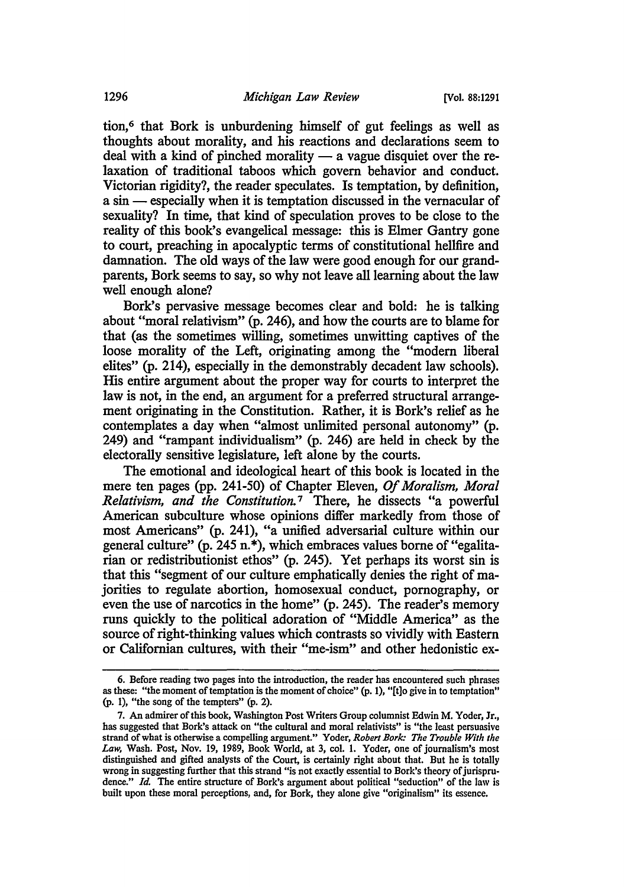tion,[6] that Bork is unburdening himself of gut feelings as well as thoughts about morality, and his reactions and declarations seem to deal with a kind of pinched morality — a vague disquiet over the relaxation of traditional taboos which govern behavior and conduct. Victorian rigidity?, the reader speculates. Is temptation, by definition, a sin — especially when it is temptation discussed in the vernacular of sexuality? In time, that kind of speculation proves to be close to the reality of this book's evangelical message: this is Elmer Gantry gone to court, preaching in apocalyptic terms of constitutional hellfire and damnation. The old ways of the law were good enough for our grandparents, Bork seems to say, so why not leave all learning about the law well enough alone?

Bork's pervasive message becomes clear and bold: he is talking about "moral relativism" (p. 246), and how the courts are to blame for that (as the sometimes willing, sometimes unwitting captives of the loose morality of the Left, originating among the "modern liberal elites" (p. 214), especially in the demonstrably decadent law schools). His entire argument about the proper way for courts to interpret the law is not, in the end, an argument for a preferred structural arrangement originating in the Constitution. Rather, it is Bork's relief as he contemplates a day when "almost unlimited personal autonomy" (p. 249) and "rampant individualism" (p. 246) are held in check by the electorally sensitive legislature, left alone by the courts.

The emotional and ideological heart of this book is located in the mere ten pages (pp. 241-50) of Chapter Eleven, *Of Moralism, Moral Relativism, and the Constitution.*[7] There, he dissects "a powerful American subculture whose opinions differ markedly from those of most Americans" (p. 241), "a unified adversarial culture within our general culture" (p. 245 n.*), which embraces values borne of "egalitarian or redistributionist ethos" (p. 245). Yet perhaps its worst sin is that this "segment of our culture emphatically denies the right of majorities to regulate abortion, homosexual conduct, pornography, or even the use of narcotics in the home" (p. 245). The reader's memory runs quickly to the political adoration of "Middle America" as the source of right-thinking values which contrasts so vividly with Eastern or Californian cultures, with their "me-ism" and other hedonistic ex-

---

6. Before reading two pages into the introduction, the reader has encountered such phrases as these: "the moment of temptation is the moment of choice" (p. 1), "[t]o give in to temptation" (p. 1), "the song of the tempters" (p. 2).

7. An admirer of this book, Washington Post Writers Group columnist Edwin M. Yoder, Jr., has suggested that Bork's attack on "the cultural and moral relativists" is "the least persuasive strand of what is otherwise a compelling argument." Yoder, *Robert Bork: The Trouble With the Law*, Wash. Post, Nov. 19, 1989, Book World, at 3, col. 1. Yoder, one of journalism's most distinguished and gifted analysts of the Court, is certainly right about that. But he is totally wrong in suggesting further that this strand "is not exactly essential to Bork's theory of jurisprudence." *Id.* The entire structure of Bork's argument about political "seduction" of the law is built upon these moral perceptions, and, for Bork, they alone give "originalism" its essence.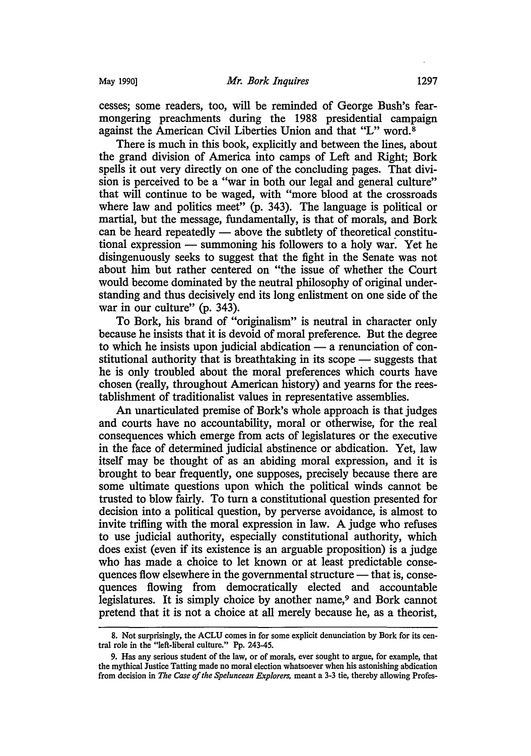cesses; some readers, too, will be reminded of George Bush's fear-mongering preachments during the 1988 presidential campaign against the American Civil Liberties Union and that "L" word.[8]

There is much in this book, explicitly and between the lines, about the grand division of America into camps of Left and Right; Bork spells it out very directly on one of the concluding pages. That division is perceived to be a "war in both our legal and general culture" that will continue to be waged, with "more blood at the crossroads where law and politics meet" (p. 343). The language is political or martial, but the message, fundamentally, is that of morals, and Bork can be heard repeatedly — above the subtlety of theoretical constitutional expression — summoning his followers to a holy war. Yet he disingenuously seeks to suggest that the fight in the Senate was not about him but rather centered on "the issue of whether the Court would become dominated by the neutral philosophy of original understanding and thus decisively end its long enlistment on one side of the war in our culture" (p. 343).

To Bork, his brand of "originalism" is neutral in character only because he insists that it is devoid of moral preference. But the degree to which he insists upon judicial abdication — a renunciation of constitutional authority that is breathtaking in its scope — suggests that he is only troubled about the moral preferences which courts have chosen (really, throughout American history) and yearns for the reestablishment of traditionalist values in representative assemblies.

An unarticulated premise of Bork's whole approach is that judges and courts have no accountability, moral or otherwise, for the real consequences which emerge from acts of legislatures or the executive in the face of determined judicial abstinence or abdication. Yet, law itself may be thought of as an abiding moral expression, and it is brought to bear frequently, one supposes, precisely because there are some ultimate questions upon which the political winds cannot be trusted to blow fairly. To turn a constitutional question presented for decision into a political question, by perverse avoidance, is almost to invite trifling with the moral expression in law. A judge who refuses to use judicial authority, especially constitutional authority, which does exist (even if its existence is an arguable proposition) is a judge who has made a choice to let known or at least predictable consequences flow elsewhere in the governmental structure — that is, consequences flowing from democratically elected and accountable legislatures. It is simply choice by another name,[9] and Bork cannot pretend that it is not a choice at all merely because he, as a theorist,

8. Not surprisingly, the ACLU comes in for some explicit denunciation by Bork for its central role in the "left-liberal culture." Pp. 243-45.

9. Has any serious student of the law, or of morals, ever sought to argue, for example, that the mythical Justice Tatting made no moral election whatsoever when his astonishing abdication from decision in *The Case of the Speluncean Explorers*, meant a 3-3 tie, thereby allowing Profes-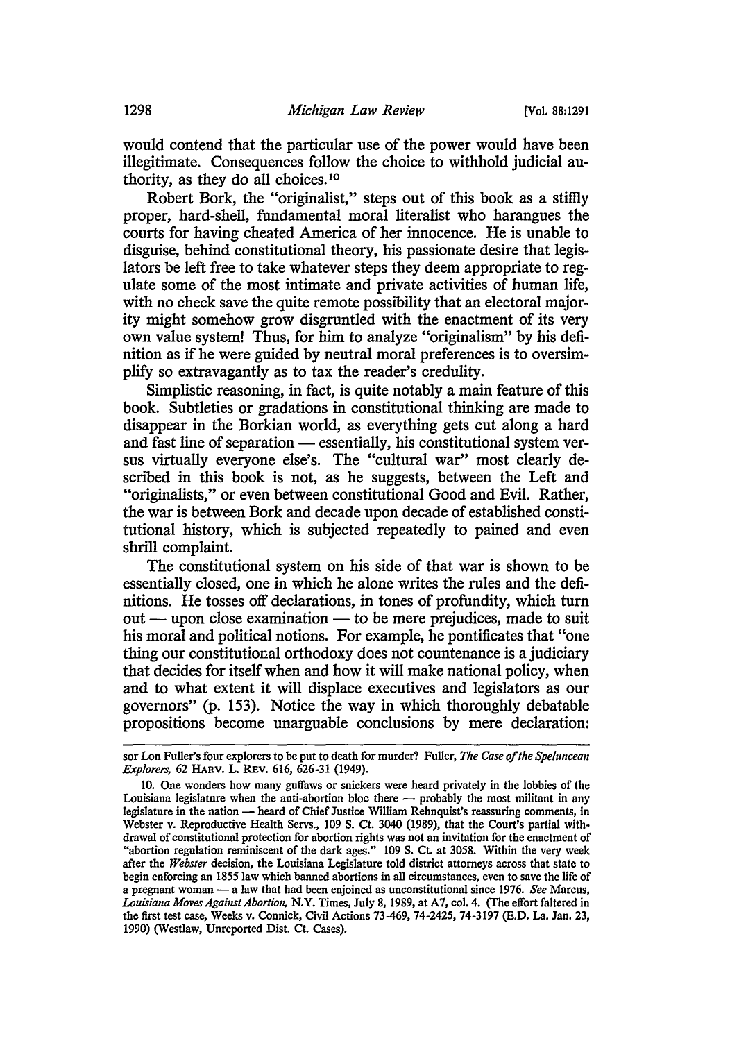would contend that the particular use of the power would have been illegitimate. Consequences follow the choice to withhold judicial authority, as they do all choices.[10]

Robert Bork, the "originalist," steps out of this book as a stiffly proper, hard-shell, fundamental moral literalist who harangues the courts for having cheated America of her innocence. He is unable to disguise, behind constitutional theory, his passionate desire that legislators be left free to take whatever steps they deem appropriate to regulate some of the most intimate and private activities of human life, with no check save the quite remote possibility that an electoral majority might somehow grow disgruntled with the enactment of its very own value system! Thus, for him to analyze "originalism" by his definition as if he were guided by neutral moral preferences is to oversimplify so extravagantly as to tax the reader's credulity.

Simplistic reasoning, in fact, is quite notably a main feature of this book. Subtleties or gradations in constitutional thinking are made to disappear in the Borkian world, as everything gets cut along a hard and fast line of separation — essentially, his constitutional system versus virtually everyone else's. The "cultural war" most clearly described in this book is not, as he suggests, between the Left and "originalists," or even between constitutional Good and Evil. Rather, the war is between Bork and decade upon decade of established constitutional history, which is subjected repeatedly to pained and even shrill complaint.

The constitutional system on his side of that war is shown to be essentially closed, one in which he alone writes the rules and the definitions. He tosses off declarations, in tones of profundity, which turn out — upon close examination — to be mere prejudices, made to suit his moral and political notions. For example, he pontificates that "one thing our constitutional orthodoxy does not countenance is a judiciary that decides for itself when and how it will make national policy, when and to what extent it will displace executives and legislators as our governors" (p. 153). Notice the way in which thoroughly debatable propositions become unarguable conclusions by mere declaration:

---

sor Lon Fuller's four explorers to be put to death for murder? Fuller, *The Case of the Speluncean Explorers*, 62 HARV. L. REV. 616, 626-31 (1949).

10. One wonders how many guffaws or snickers were heard privately in the lobbies of the Louisiana legislature when the anti-abortion bloc there — probably the most militant in any legislature in the nation — heard of Chief Justice William Rehnquist's reassuring comments, in Webster v. Reproductive Health Servs., 109 S. Ct. 3040 (1989), that the Court's partial withdrawal of constitutional protection for abortion rights was not an invitation for the enactment of "abortion regulation reminiscent of the dark ages." 109 S. Ct. at 3058. Within the very week after the *Webster* decision, the Louisiana Legislature told district attorneys across that state to begin enforcing an 1855 law which banned abortions in all circumstances, even to save the life of a pregnant woman — a law that had been enjoined as unconstitutional since 1976. *See* Marcus, *Louisiana Moves Against Abortion*, N.Y. Times, July 8, 1989, at A7, col. 4. (The effort faltered in the first test case, Weeks v. Connick, Civil Actions 73-469, 74-2425, 74-3197 (E.D. La. Jan. 23, 1990) (Westlaw, Unreported Dist. Ct. Cases).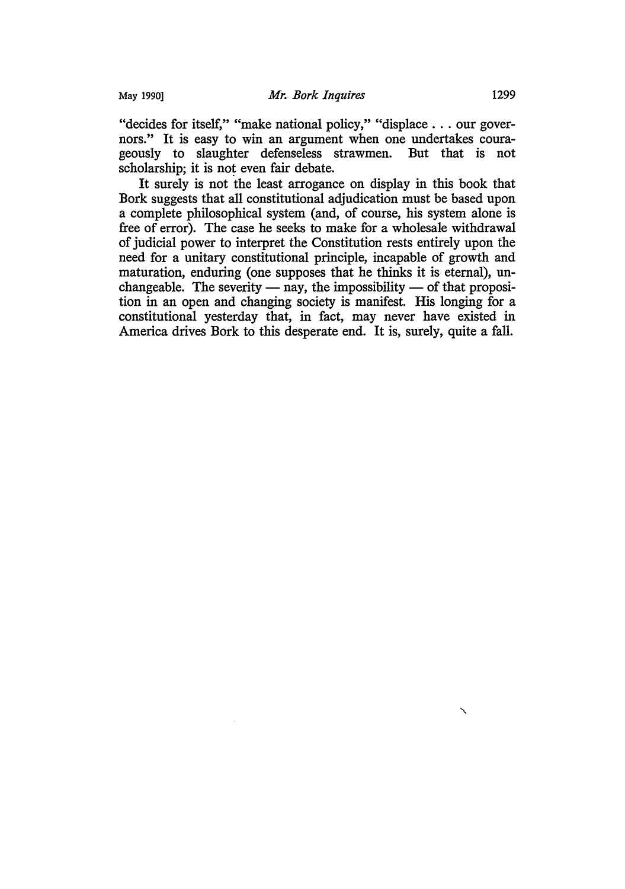"decides for itself," "make national policy," "displace . . . our governors." It is easy to win an argument when one undertakes courageously to slaughter defenseless strawmen. But that is not scholarship; it is not even fair debate.

It surely is not the least arrogance on display in this book that Bork suggests that all constitutional adjudication must be based upon a complete philosophical system (and, of course, his system alone is free of error). The case he seeks to make for a wholesale withdrawal of judicial power to interpret the Constitution rests entirely upon the need for a unitary constitutional principle, incapable of growth and maturation, enduring (one supposes that he thinks it is eternal), unchangeable. The severity — nay, the impossibility — of that proposition in an open and changing society is manifest. His longing for a constitutional yesterday that, in fact, may never have existed in America drives Bork to this desperate end. It is, surely, quite a fall.